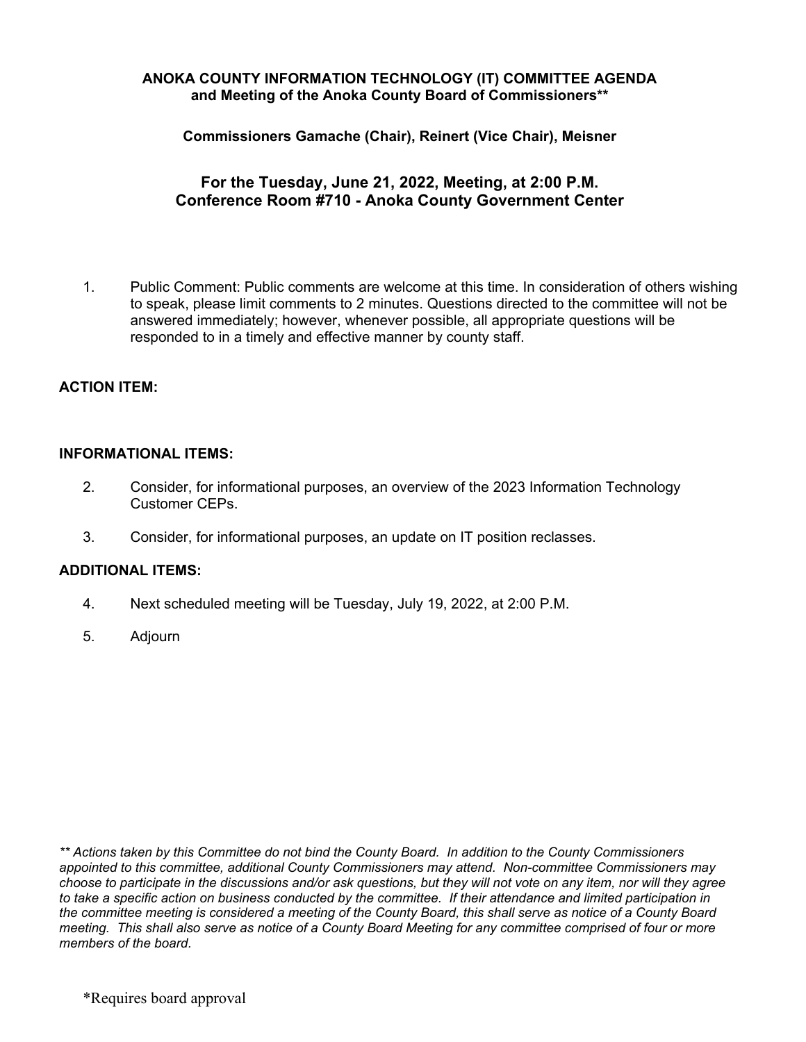**ANOKA COUNTY INFORMATION TECHNOLOGY (IT) COMMITTEE AGENDA**
**and Meeting of the Anoka County Board of Commissioners****

**Commissioners Gamache (Chair), Reinert (Vice Chair), Meisner**

**For the Tuesday, June 21, 2022, Meeting, at 2:00 P.M.**
**Conference Room #710 - Anoka County Government Center**

1. Public Comment: Public comments are welcome at this time. In consideration of others wishing to speak, please limit comments to 2 minutes. Questions directed to the committee will not be answered immediately; however, whenever possible, all appropriate questions will be responded to in a timely and effective manner by county staff.

**ACTION ITEM:**

**INFORMATIONAL ITEMS:**

2. Consider, for informational purposes, an overview of the 2023 Information Technology Customer CEPs.

3. Consider, for informational purposes, an update on IT position reclasses.

**ADDITIONAL ITEMS:**

4. Next scheduled meeting will be Tuesday, July 19, 2022, at 2:00 P.M.

5. Adjourn

*** Actions taken by this Committee do not bind the County Board. In addition to the County Commissioners appointed to this committee, additional County Commissioners may attend. Non-committee Commissioners may choose to participate in the discussions and/or ask questions, but they will not vote on any item, nor will they agree to take a specific action on business conducted by the committee. If their attendance and limited participation in the committee meeting is considered a meeting of the County Board, this shall serve as notice of a County Board meeting. This shall also serve as notice of a County Board Meeting for any committee comprised of four or more members of the board.*

*Requires board approval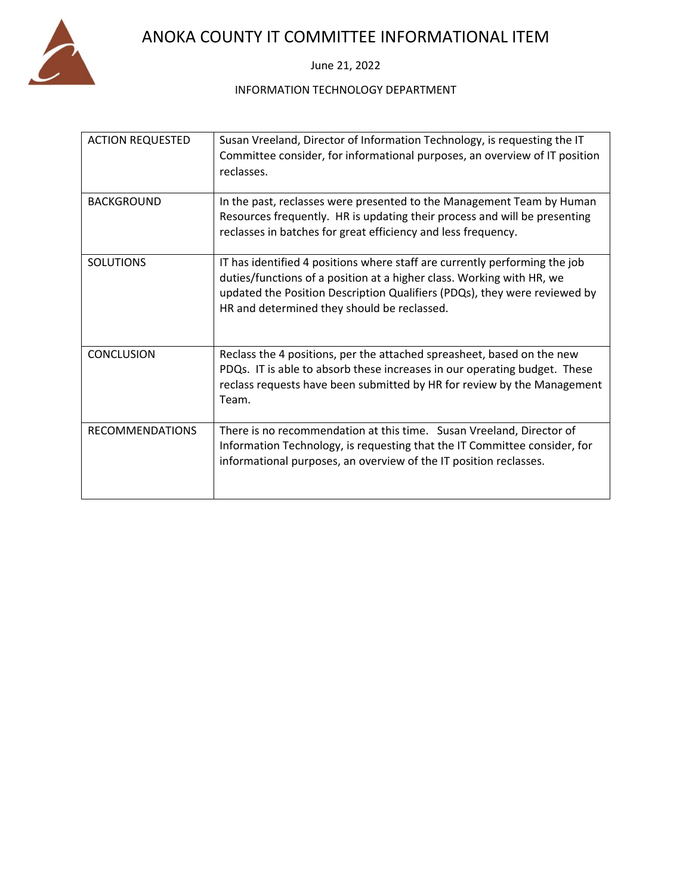# ANOKA COUNTY IT COMMITTEE INFORMATIONAL ITEM

June 21, 2022

INFORMATION TECHNOLOGY DEPARTMENT

| | |
|---|---|
| ACTION REQUESTED | Susan Vreeland, Director of Information Technology, is requesting the IT Committee consider, for informational purposes, an overview of IT position reclasses. |
| BACKGROUND | In the past, reclasses were presented to the Management Team by Human Resources frequently. HR is updating their process and will be presenting reclasses in batches for great efficiency and less frequency. |
| SOLUTIONS | IT has identified 4 positions where staff are currently performing the job duties/functions of a position at a higher class. Working with HR, we updated the Position Description Qualifiers (PDQs), they were reviewed by HR and determined they should be reclassed. |
| CONCLUSION | Reclass the 4 positions, per the attached spreasheet, based on the new PDQs. IT is able to absorb these increases in our operating budget. These reclass requests have been submitted by HR for review by the Management Team. |
| RECOMMENDATIONS | There is no recommendation at this time. Susan Vreeland, Director of Information Technology, is requesting that the IT Committee consider, for informational purposes, an overview of the IT position reclasses. |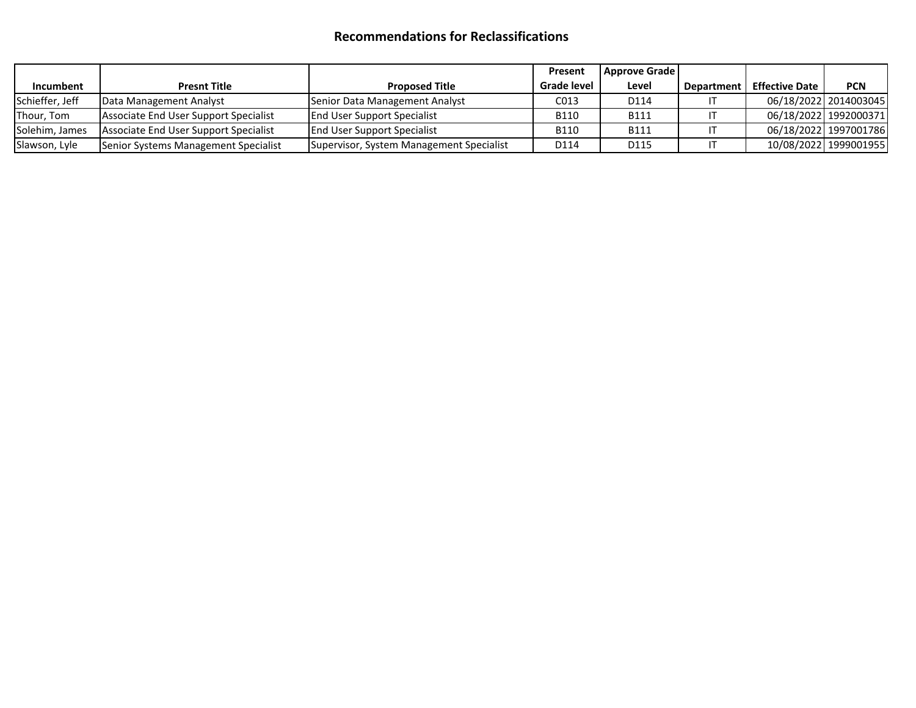# Recommendations for Reclassifications

| Incumbent | Presnt Title | Proposed Title | Present Grade level | Approve Grade Level | Department | Effective Date | PCN |
|---|---|---|---|---|---|---|---|
| Schieffer, Jeff | Data Management Analyst | Senior Data Management Analyst | C013 | D114 | IT | 06/18/2022 | 2014003045 |
| Thour, Tom | Associate End User Support Specialist | End User Support Specialist | B110 | B111 | IT | 06/18/2022 | 1992000371 |
| Solehim, James | Associate End User Support Specialist | End User Support Specialist | B110 | B111 | IT | 06/18/2022 | 1997001786 |
| Slawson, Lyle | Senior Systems Management Specialist | Supervisor, System Management Specialist | D114 | D115 | IT | 10/08/2022 | 1999001955 |